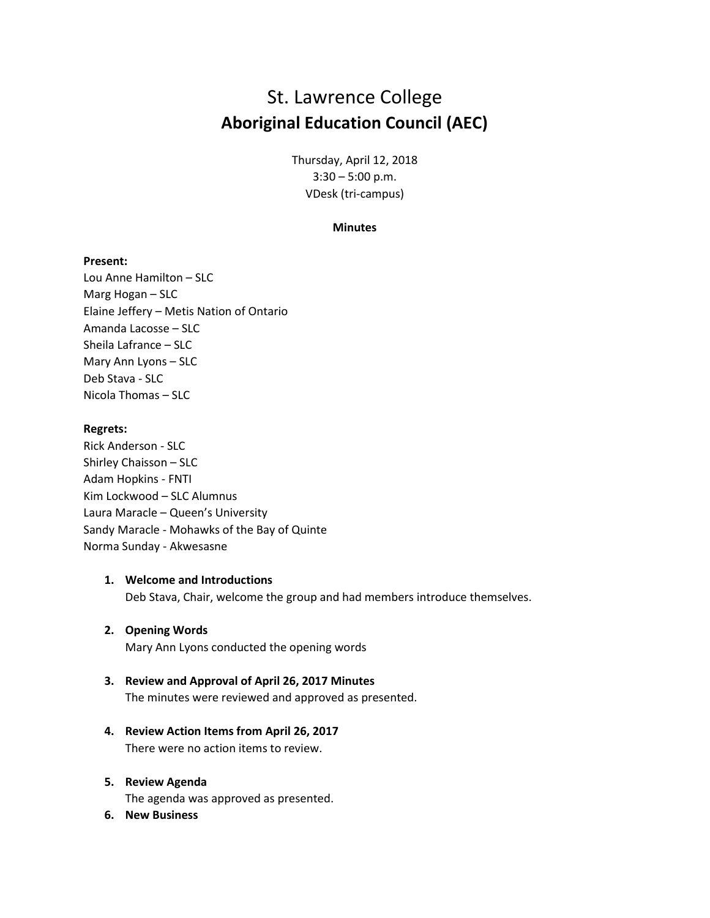# St. Lawrence College

## Aboriginal Education Council (AEC)

Thursday, April 12, 2018
3:30 – 5:00 p.m.
VDesk (tri-campus)

**Minutes**

**Present:**
Lou Anne Hamilton – SLC
Marg Hogan – SLC
Elaine Jeffery – Metis Nation of Ontario
Amanda Lacosse – SLC
Sheila Lafrance – SLC
Mary Ann Lyons – SLC
Deb Stava - SLC
Nicola Thomas – SLC

**Regrets:**
Rick Anderson - SLC
Shirley Chaisson – SLC
Adam Hopkins - FNTI
Kim Lockwood – SLC Alumnus
Laura Maracle – Queen's University
Sandy Maracle - Mohawks of the Bay of Quinte
Norma Sunday - Akwesasne

1. **Welcome and Introductions**
   Deb Stava, Chair, welcome the group and had members introduce themselves.

2. **Opening Words**
   Mary Ann Lyons conducted the opening words

3. **Review and Approval of April 26, 2017 Minutes**
   The minutes were reviewed and approved as presented.

4. **Review Action Items from April 26, 2017**
   There were no action items to review.

5. **Review Agenda**
   The agenda was approved as presented.

6. **New Business**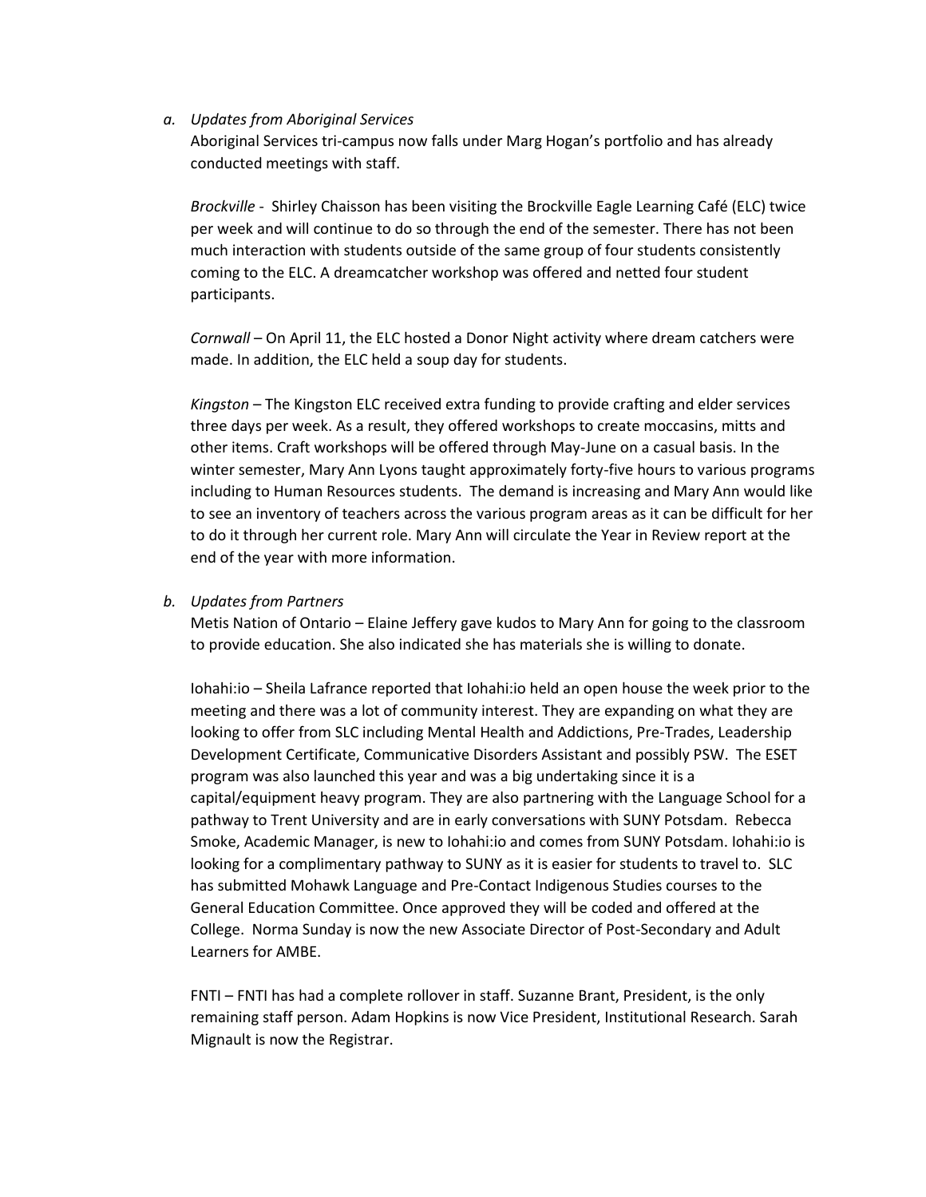*a. Updates from Aboriginal Services*

Aboriginal Services tri-campus now falls under Marg Hogan's portfolio and has already conducted meetings with staff.

*Brockville* - Shirley Chaisson has been visiting the Brockville Eagle Learning Café (ELC) twice per week and will continue to do so through the end of the semester. There has not been much interaction with students outside of the same group of four students consistently coming to the ELC. A dreamcatcher workshop was offered and netted four student participants.

*Cornwall* – On April 11, the ELC hosted a Donor Night activity where dream catchers were made. In addition, the ELC held a soup day for students.

*Kingston* – The Kingston ELC received extra funding to provide crafting and elder services three days per week. As a result, they offered workshops to create moccasins, mitts and other items. Craft workshops will be offered through May-June on a casual basis. In the winter semester, Mary Ann Lyons taught approximately forty-five hours to various programs including to Human Resources students. The demand is increasing and Mary Ann would like to see an inventory of teachers across the various program areas as it can be difficult for her to do it through her current role. Mary Ann will circulate the Year in Review report at the end of the year with more information.

*b. Updates from Partners*

Metis Nation of Ontario – Elaine Jeffery gave kudos to Mary Ann for going to the classroom to provide education. She also indicated she has materials she is willing to donate.

Iohahi:io – Sheila Lafrance reported that Iohahi:io held an open house the week prior to the meeting and there was a lot of community interest. They are expanding on what they are looking to offer from SLC including Mental Health and Addictions, Pre-Trades, Leadership Development Certificate, Communicative Disorders Assistant and possibly PSW. The ESET program was also launched this year and was a big undertaking since it is a capital/equipment heavy program. They are also partnering with the Language School for a pathway to Trent University and are in early conversations with SUNY Potsdam. Rebecca Smoke, Academic Manager, is new to Iohahi:io and comes from SUNY Potsdam. Iohahi:io is looking for a complimentary pathway to SUNY as it is easier for students to travel to. SLC has submitted Mohawk Language and Pre-Contact Indigenous Studies courses to the General Education Committee. Once approved they will be coded and offered at the College. Norma Sunday is now the new Associate Director of Post-Secondary and Adult Learners for AMBE.

FNTI – FNTI has had a complete rollover in staff. Suzanne Brant, President, is the only remaining staff person. Adam Hopkins is now Vice President, Institutional Research. Sarah Mignault is now the Registrar.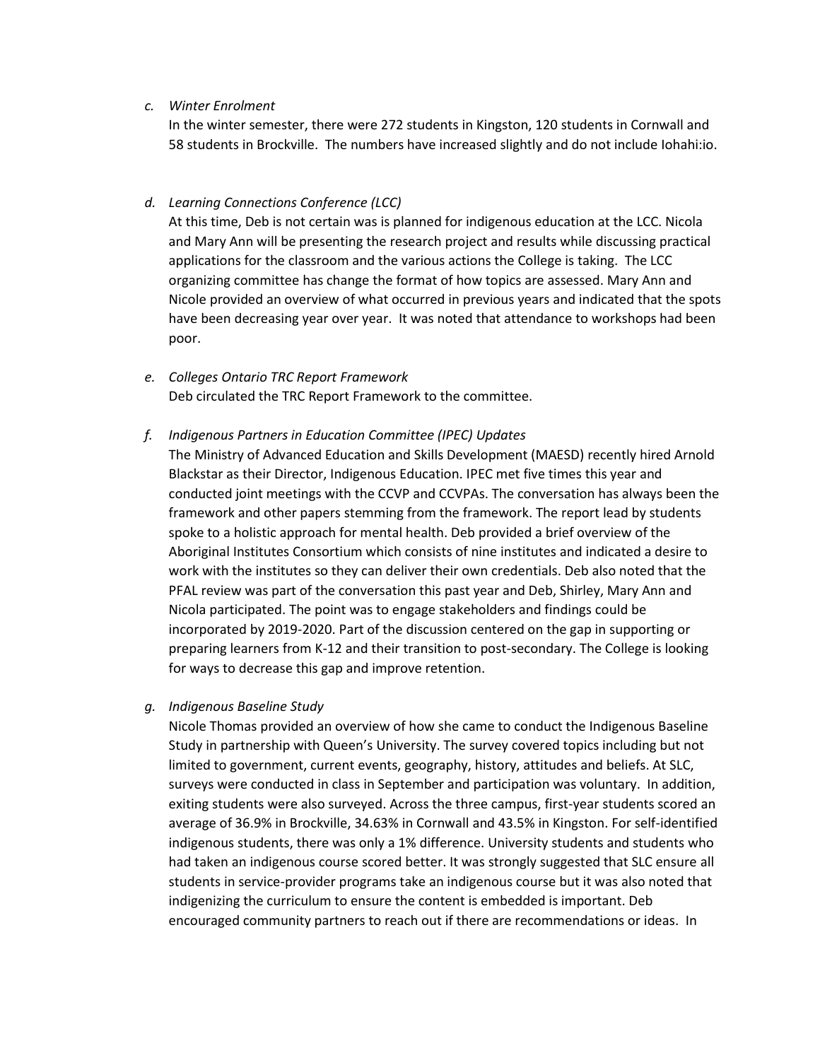*c. Winter Enrolment*

In the winter semester, there were 272 students in Kingston, 120 students in Cornwall and 58 students in Brockville. The numbers have increased slightly and do not include Iohahi:io.

*d. Learning Connections Conference (LCC)*

At this time, Deb is not certain was is planned for indigenous education at the LCC. Nicola and Mary Ann will be presenting the research project and results while discussing practical applications for the classroom and the various actions the College is taking. The LCC organizing committee has change the format of how topics are assessed. Mary Ann and Nicole provided an overview of what occurred in previous years and indicated that the spots have been decreasing year over year. It was noted that attendance to workshops had been poor.

*e. Colleges Ontario TRC Report Framework*

Deb circulated the TRC Report Framework to the committee.

*f. Indigenous Partners in Education Committee (IPEC) Updates*

The Ministry of Advanced Education and Skills Development (MAESD) recently hired Arnold Blackstar as their Director, Indigenous Education. IPEC met five times this year and conducted joint meetings with the CCVP and CCVPAs. The conversation has always been the framework and other papers stemming from the framework. The report lead by students spoke to a holistic approach for mental health. Deb provided a brief overview of the Aboriginal Institutes Consortium which consists of nine institutes and indicated a desire to work with the institutes so they can deliver their own credentials. Deb also noted that the PFAL review was part of the conversation this past year and Deb, Shirley, Mary Ann and Nicola participated. The point was to engage stakeholders and findings could be incorporated by 2019-2020. Part of the discussion centered on the gap in supporting or preparing learners from K-12 and their transition to post-secondary. The College is looking for ways to decrease this gap and improve retention.

*g. Indigenous Baseline Study*

Nicole Thomas provided an overview of how she came to conduct the Indigenous Baseline Study in partnership with Queen's University. The survey covered topics including but not limited to government, current events, geography, history, attitudes and beliefs. At SLC, surveys were conducted in class in September and participation was voluntary. In addition, exiting students were also surveyed. Across the three campus, first-year students scored an average of 36.9% in Brockville, 34.63% in Cornwall and 43.5% in Kingston. For self-identified indigenous students, there was only a 1% difference. University students and students who had taken an indigenous course scored better. It was strongly suggested that SLC ensure all students in service-provider programs take an indigenous course but it was also noted that indigenizing the curriculum to ensure the content is embedded is important. Deb encouraged community partners to reach out if there are recommendations or ideas. In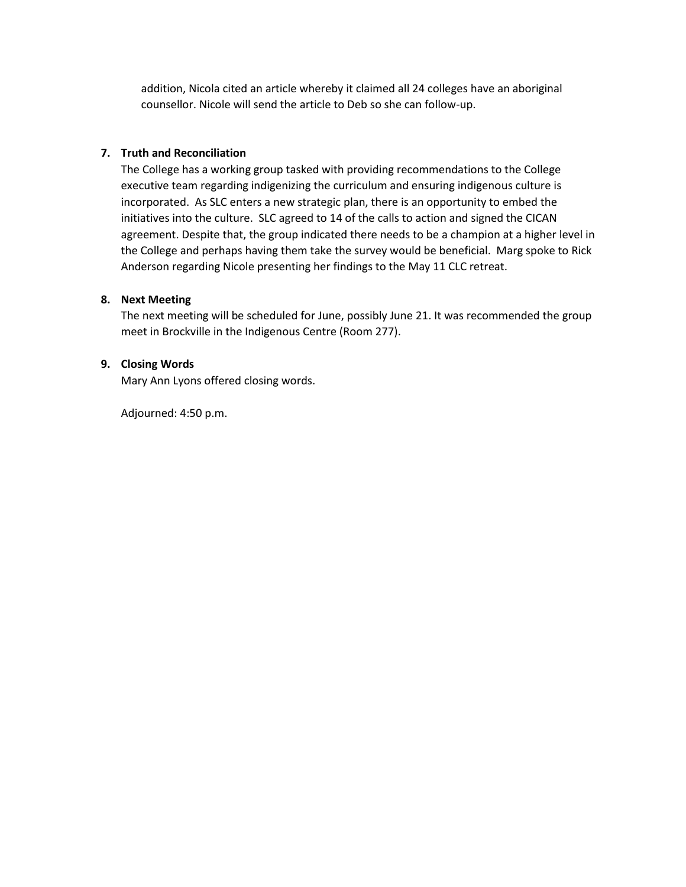addition, Nicola cited an article whereby it claimed all 24 colleges have an aboriginal counsellor. Nicole will send the article to Deb so she can follow-up.

7. **Truth and Reconciliation**

   The College has a working group tasked with providing recommendations to the College executive team regarding indigenizing the curriculum and ensuring indigenous culture is incorporated. As SLC enters a new strategic plan, there is an opportunity to embed the initiatives into the culture. SLC agreed to 14 of the calls to action and signed the CICAN agreement. Despite that, the group indicated there needs to be a champion at a higher level in the College and perhaps having them take the survey would be beneficial. Marg spoke to Rick Anderson regarding Nicole presenting her findings to the May 11 CLC retreat.

8. **Next Meeting**

   The next meeting will be scheduled for June, possibly June 21. It was recommended the group meet in Brockville in the Indigenous Centre (Room 277).

9. **Closing Words**

   Mary Ann Lyons offered closing words.

   Adjourned: 4:50 p.m.